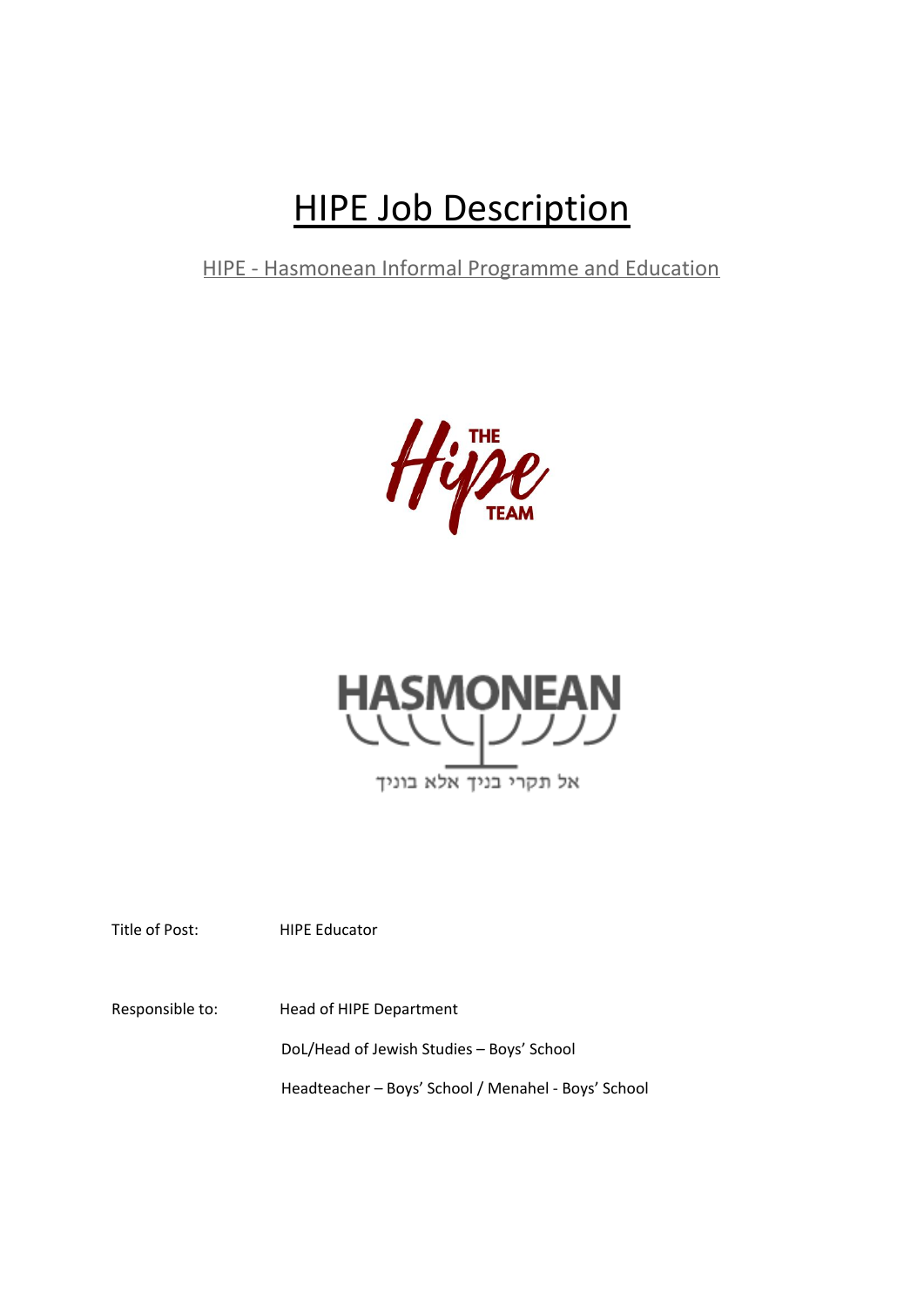# HIPE Job Description

HIPE - Hasmonean Informal Programme and Education

THE Hipe TEAM

HASMONEAN

אל תקרי בניך אלא בוניך

Title of Post: HIPE Educator

Responsible to: Head of HIPE Department

DoL/Head of Jewish Studies – Boys' School

Headteacher – Boys' School / Menahel - Boys' School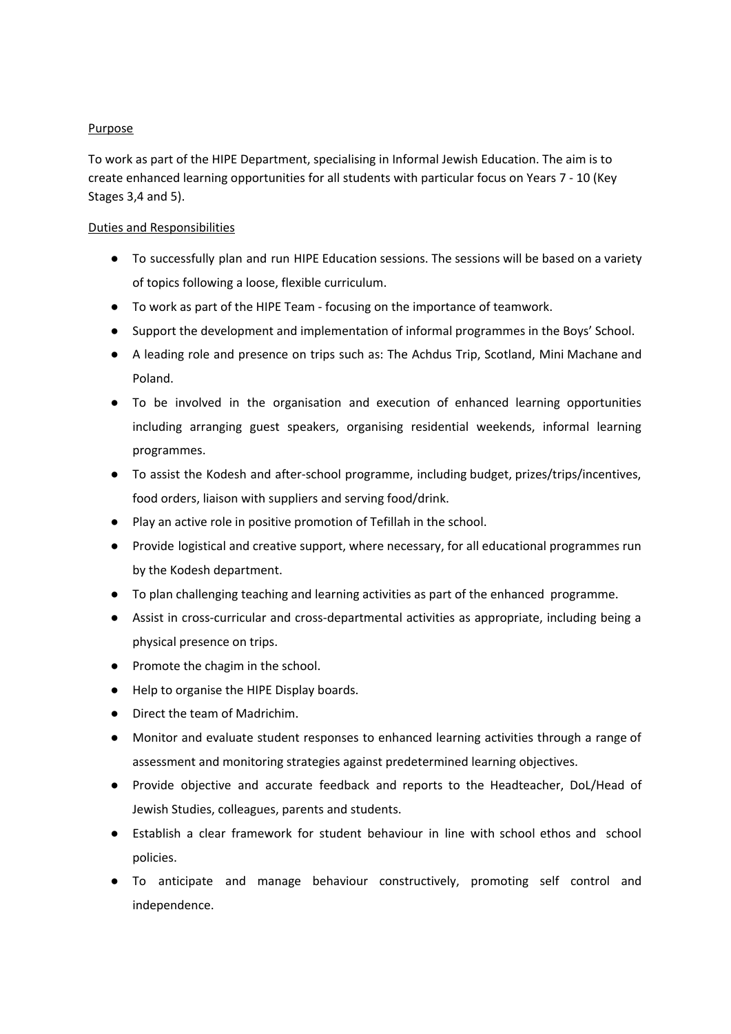Purpose

To work as part of the HIPE Department, specialising in Informal Jewish Education. The aim is to create enhanced learning opportunities for all students with particular focus on Years 7 - 10 (Key Stages 3,4 and 5).

Duties and Responsibilities

- To successfully plan and run HIPE Education sessions. The sessions will be based on a variety of topics following a loose, flexible curriculum.
- To work as part of the HIPE Team - focusing on the importance of teamwork.
- Support the development and implementation of informal programmes in the Boys' School.
- A leading role and presence on trips such as: The Achdus Trip, Scotland, Mini Machane and Poland.
- To be involved in the organisation and execution of enhanced learning opportunities including arranging guest speakers, organising residential weekends, informal learning programmes.
- To assist the Kodesh and after-school programme, including budget, prizes/trips/incentives, food orders, liaison with suppliers and serving food/drink.
- Play an active role in positive promotion of Tefillah in the school.
- Provide logistical and creative support, where necessary, for all educational programmes run by the Kodesh department.
- To plan challenging teaching and learning activities as part of the enhanced programme.
- Assist in cross-curricular and cross-departmental activities as appropriate, including being a physical presence on trips.
- Promote the chagim in the school.
- Help to organise the HIPE Display boards.
- Direct the team of Madrichim.
- Monitor and evaluate student responses to enhanced learning activities through a range of assessment and monitoring strategies against predetermined learning objectives.
- Provide objective and accurate feedback and reports to the Headteacher, DoL/Head of Jewish Studies, colleagues, parents and students.
- Establish a clear framework for student behaviour in line with school ethos and school policies.
- To anticipate and manage behaviour constructively, promoting self control and independence.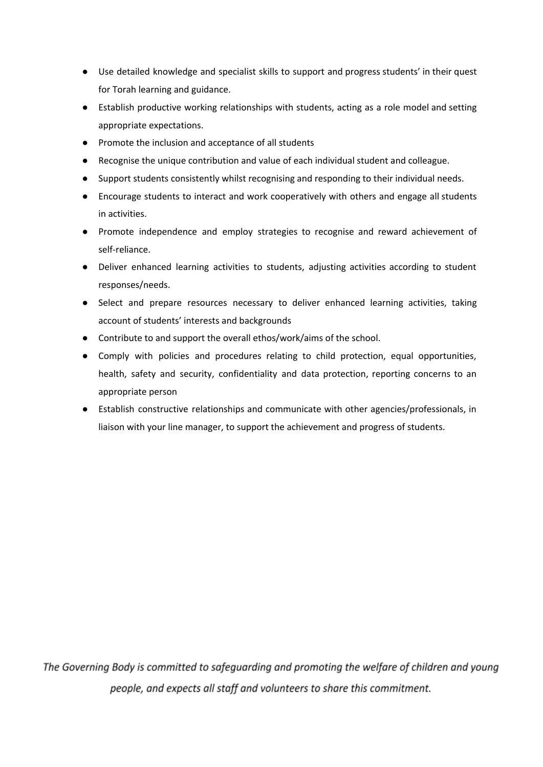- Use detailed knowledge and specialist skills to support and progress students' in their quest for Torah learning and guidance.
- Establish productive working relationships with students, acting as a role model and setting appropriate expectations.
- Promote the inclusion and acceptance of all students
- Recognise the unique contribution and value of each individual student and colleague.
- Support students consistently whilst recognising and responding to their individual needs.
- Encourage students to interact and work cooperatively with others and engage all students in activities.
- Promote independence and employ strategies to recognise and reward achievement of self-reliance.
- Deliver enhanced learning activities to students, adjusting activities according to student responses/needs.
- Select and prepare resources necessary to deliver enhanced learning activities, taking account of students' interests and backgrounds
- Contribute to and support the overall ethos/work/aims of the school.
- Comply with policies and procedures relating to child protection, equal opportunities, health, safety and security, confidentiality and data protection, reporting concerns to an appropriate person
- Establish constructive relationships and communicate with other agencies/professionals, in liaison with your line manager, to support the achievement and progress of students.

*The Governing Body is committed to safeguarding and promoting the welfare of children and young people, and expects all staff and volunteers to share this commitment.*